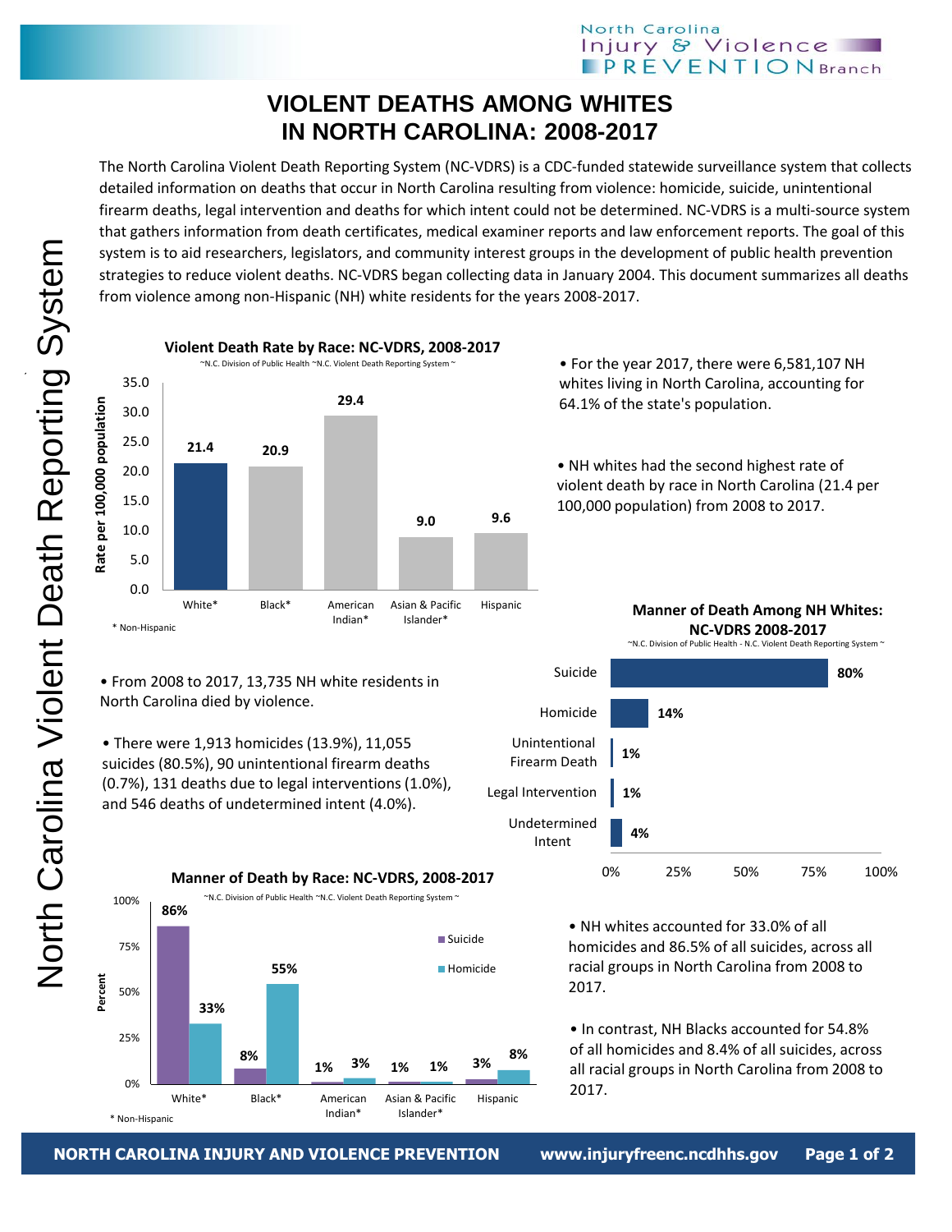North Carolina Injury & Violence PREVENTION Branch

# VIOLENT DEATHS AMONG WHITES IN NORTH CAROLINA: 2008-2017

The North Carolina Violent Death Reporting System (NC-VDRS) is a CDC-funded statewide surveillance system that collects detailed information on deaths that occur in North Carolina resulting from violence: homicide, suicide, unintentional firearm deaths, legal intervention and deaths for which intent could not be determined. NC-VDRS is a multi-source system that gathers information from death certificates, medical examiner reports and law enforcement reports. The goal of this system is to aid researchers, legislators, and community interest groups in the development of public health prevention strategies to reduce violent deaths. NC-VDRS began collecting data in January 2004. This document summarizes all deaths from violence among non-Hispanic (NH) white residents for the years 2008-2017.

**Violent Death Rate by Race: NC-VDRS, 2008-2017**

~N.C. Division of Public Health ~N.C. Violent Death Reporting System ~

| Race | Rate per 100,000 population |
|---|---|
| White* | 21.4 |
| Black* | 20.9 |
| American Indian* | 29.4 |
| Asian & Pacific Islander* | 9.0 |
| Hispanic | 9.6 |

\* Non-Hispanic

- For the year 2017, there were 6,581,107 NH whites living in North Carolina, accounting for 64.1% of the state's population.
- NH whites had the second highest rate of violent death by race in North Carolina (21.4 per 100,000 population) from 2008 to 2017.
- From 2008 to 2017, 13,735 NH white residents in North Carolina died by violence.
- There were 1,913 homicides (13.9%), 11,055 suicides (80.5%), 90 unintentional firearm deaths (0.7%), 131 deaths due to legal interventions (1.0%), and 546 deaths of undetermined intent (4.0%).

**Manner of Death Among NH Whites: NC-VDRS 2008-2017**

~N.C. Division of Public Health - N.C. Violent Death Reporting System ~

| Manner of Death | Percent |
|---|---|
| Suicide | 80% |
| Homicide | 14% |
| Unintentional Firearm Death | 1% |
| Legal Intervention | 1% |
| Undetermined Intent | 4% |

**Manner of Death by Race: NC-VDRS, 2008-2017**

~N.C. Division of Public Health ~N.C. Violent Death Reporting System ~

| Race | Suicide | Homicide |
|---|---|---|
| White* | 86% | 33% |
| Black* | 8% | 55% |
| American Indian* | 1% | 3% |
| Asian & Pacific Islander* | 1% | 1% |
| Hispanic | 3% | 8% |

\* Non-Hispanic

- NH whites accounted for 33.0% of all homicides and 86.5% of all suicides, across all racial groups in North Carolina from 2008 to 2017.
- In contrast, NH Blacks accounted for 54.8% of all homicides and 8.4% of all suicides, across all racial groups in North Carolina from 2008 to 2017.

NORTH CAROLINA INJURY AND VIOLENCE PREVENTION www.injuryfreenc.ncdhhs.gov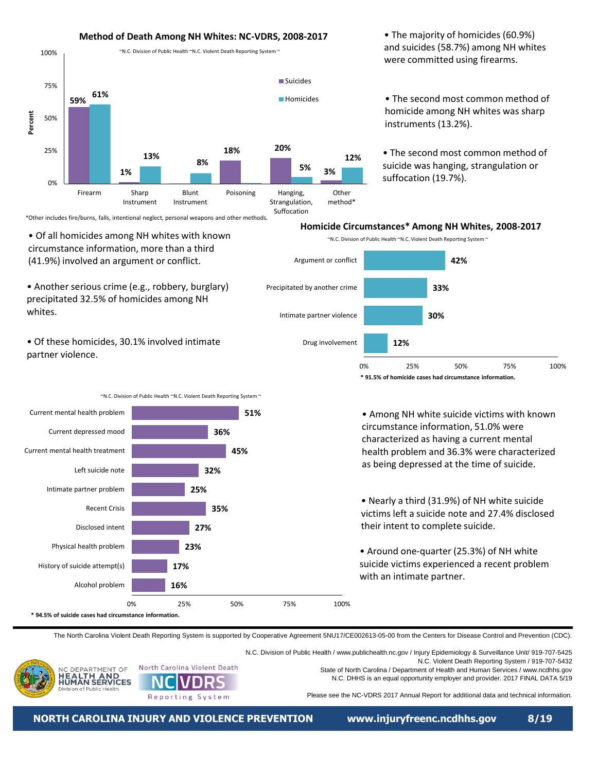## Method of Death Among NH Whites: NC-VDRS, 2008-2017

~N.C. Division of Public Health ~N.C. Violent Death Reporting System ~

Suicides
Homicides

Percent
100%
75%
50%
25%
0%

Firearm: 59% 61%
Sharp Instrument: 1% 13%
Blunt Instrument: 8%
Poisoning: 18%
Hanging, Strangulation, Suffocation: 20% 5%
Other method*: 3% 12%

*Other includes fire/burns, falls, intentional neglect, personal weapons and other methods.

- The majority of homicides (60.9%) and suicides (58.7%) among NH whites were committed using firearms.
- The second most common method of homicide among NH whites was sharp instruments (13.2%).
- The second most common method of suicide was hanging, strangulation or suffocation (19.7%).

## Homicide Circumstances* Among NH Whites, 2008-2017

~N.C. Division of Public Health ~N.C. Violent Death Reporting System ~

Argument or conflict: 42%
Precipitated by another crime: 33%
Intimate partner violence: 30%
Drug involvement: 12%

0% 25% 50% 75% 100%

**\* 91.5% of homicide cases had circumstance information.**

- Of all homicides among NH whites with known circumstance information, more than a third (41.9%) involved an argument or conflict.
- Another serious crime (e.g., robbery, burglary) precipitated 32.5% of homicides among NH whites.
- Of these homicides, 30.1% involved intimate partner violence.

~N.C. Division of Public Health ~N.C. Violent Death Reporting System ~

Current mental health problem: 51%
Current depressed mood: 36%
Current mental health treatment: 45%
Left suicide note: 32%
Intimate partner problem: 25%
Recent Crisis: 35%
Disclosed intent: 27%
Physical health problem: 23%
History of suicide attempt(s): 17%
Alcohol problem: 16%

0% 25% 50% 75% 100%

**\* 94.5% of suicide cases had circumstance information.**

- Among NH white suicide victims with known circumstance information, 51.0% were characterized as having a current mental health problem and 36.3% were characterized as being depressed at the time of suicide.
- Nearly a third (31.9%) of NH white suicide victims left a suicide note and 27.4% disclosed their intent to complete suicide.
- Around one-quarter (25.3%) of NH white suicide victims experienced a recent problem with an intimate partner.

The North Carolina Violent Death Reporting System is supported by Cooperative Agreement 5NU17/CE002613-05-00 from the Centers for Disease Control and Prevention (CDC).

N.C. Division of Public Health / www.publichealth.nc.gov / Injury Epidemiology & Surveillance Unit/ 919-707-5425
N.C. Violent Death Reporting System / 919-707-5432
State of North Carolina / Department of Health and Human Services / www.ncdhhs.gov
N.C. DHHS is an equal opportunity employer and provider. 2017 FINAL DATA 5/19

NC DEPARTMENT OF HEALTH AND HUMAN SERVICES Division of Public Health

North Carolina Violent Death NC VDRS Reporting System

Please see the NC-VDRS 2017 Annual Report for additional data and technical information.

**NORTH CAROLINA INJURY AND VIOLENCE PREVENTION** **www.injuryfreenc.ncdhhs.gov** **8/19**